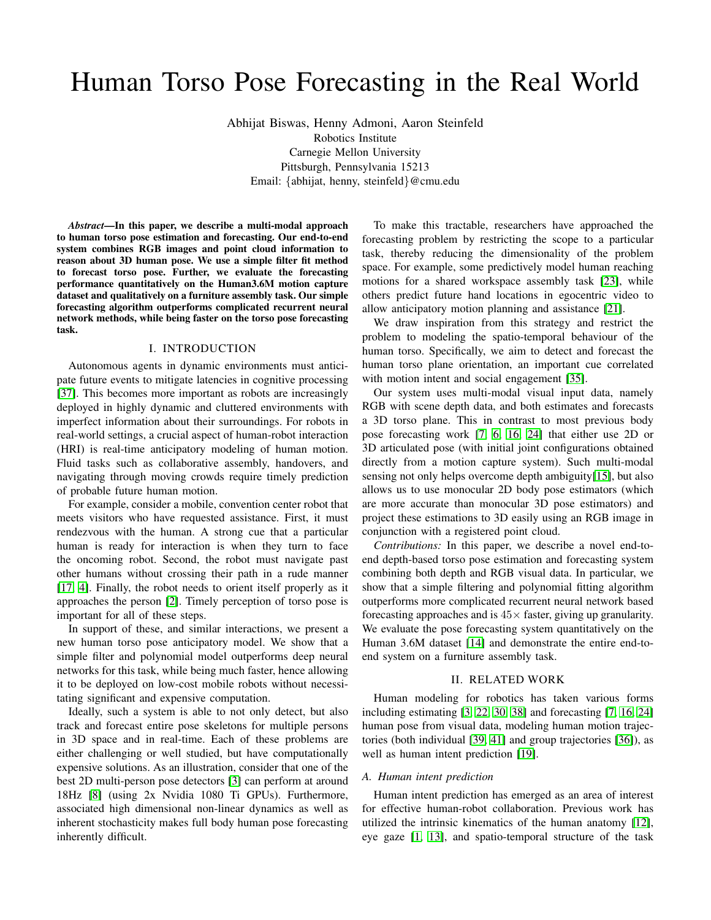# Human Torso Pose Forecasting in the Real World

Abhijat Biswas, Henny Admoni, Aaron Steinfeld
Robotics Institute
Carnegie Mellon University
Pittsburgh, Pennsylvania 15213
Email: {abhijat, henny, steinfeld}@cmu.edu

***Abstract*—In this paper, we describe a multi-modal approach to human torso pose estimation and forecasting. Our end-to-end system combines RGB images and point cloud information to reason about 3D human pose. We use a simple filter fit method to forecast torso pose. Further, we evaluate the forecasting performance quantitatively on the Human3.6M motion capture dataset and qualitatively on a furniture assembly task. Our simple forecasting algorithm outperforms complicated recurrent neural network methods, while being faster on the torso pose forecasting task.**

## I. INTRODUCTION

Autonomous agents in dynamic environments must anticipate future events to mitigate latencies in cognitive processing [37]. This becomes more important as robots are increasingly deployed in highly dynamic and cluttered environments with imperfect information about their surroundings. For robots in real-world settings, a crucial aspect of human-robot interaction (HRI) is real-time anticipatory modeling of human motion. Fluid tasks such as collaborative assembly, handovers, and navigating through moving crowds require timely prediction of probable future human motion.

For example, consider a mobile, convention center robot that meets visitors who have requested assistance. First, it must rendezvous with the human. A strong cue that a particular human is ready for interaction is when they turn to face the oncoming robot. Second, the robot must navigate past other humans without crossing their path in a rude manner [17, 4]. Finally, the robot needs to orient itself properly as it approaches the person [2]. Timely perception of torso pose is important for all of these steps.

In support of these, and similar interactions, we present a new human torso pose anticipatory model. We show that a simple filter and polynomial model outperforms deep neural networks for this task, while being much faster, hence allowing it to be deployed on low-cost mobile robots without necessitating significant and expensive computation.

Ideally, such a system is able to not only detect, but also track and forecast entire pose skeletons for multiple persons in 3D space and in real-time. Each of these problems are either challenging or well studied, but have computationally expensive solutions. As an illustration, consider that one of the best 2D multi-person pose detectors [3] can perform at around 18Hz [8] (using 2x Nvidia 1080 Ti GPUs). Furthermore, associated high dimensional non-linear dynamics as well as inherent stochasticity makes full body human pose forecasting inherently difficult.

To make this tractable, researchers have approached the forecasting problem by restricting the scope to a particular task, thereby reducing the dimensionality of the problem space. For example, some predictively model human reaching motions for a shared workspace assembly task [23], while others predict future hand locations in egocentric video to allow anticipatory motion planning and assistance [21].

We draw inspiration from this strategy and restrict the problem to modeling the spatio-temporal behaviour of the human torso. Specifically, we aim to detect and forecast the human torso plane orientation, an important cue correlated with motion intent and social engagement [35].

Our system uses multi-modal visual input data, namely RGB with scene depth data, and both estimates and forecasts a 3D torso plane. This in contrast to most previous body pose forecasting work [7, 6, 16, 24] that either use 2D or 3D articulated pose (with initial joint configurations obtained directly from a motion capture system). Such multi-modal sensing not only helps overcome depth ambiguity[15], but also allows us to use monocular 2D body pose estimators (which are more accurate than monocular 3D pose estimators) and project these estimations to 3D easily using an RGB image in conjunction with a registered point cloud.

*Contributions:* In this paper, we describe a novel end-to-end depth-based torso pose estimation and forecasting system combining both depth and RGB visual data. In particular, we show that a simple filtering and polynomial fitting algorithm outperforms more complicated recurrent neural network based forecasting approaches and is $45\times$ faster, giving up granularity. We evaluate the pose forecasting system quantitatively on the Human 3.6M dataset [14] and demonstrate the entire end-to-end system on a furniture assembly task.

## II. RELATED WORK

Human modeling for robotics has taken various forms including estimating [3, 22, 30, 38] and forecasting [7, 16, 24] human pose from visual data, modeling human motion trajectories (both individual [39, 41] and group trajectories [36]), as well as human intent prediction [19].

### A. Human intent prediction

Human intent prediction has emerged as an area of interest for effective human-robot collaboration. Previous work has utilized the intrinsic kinematics of the human anatomy [12], eye gaze [1, 13], and spatio-temporal structure of the task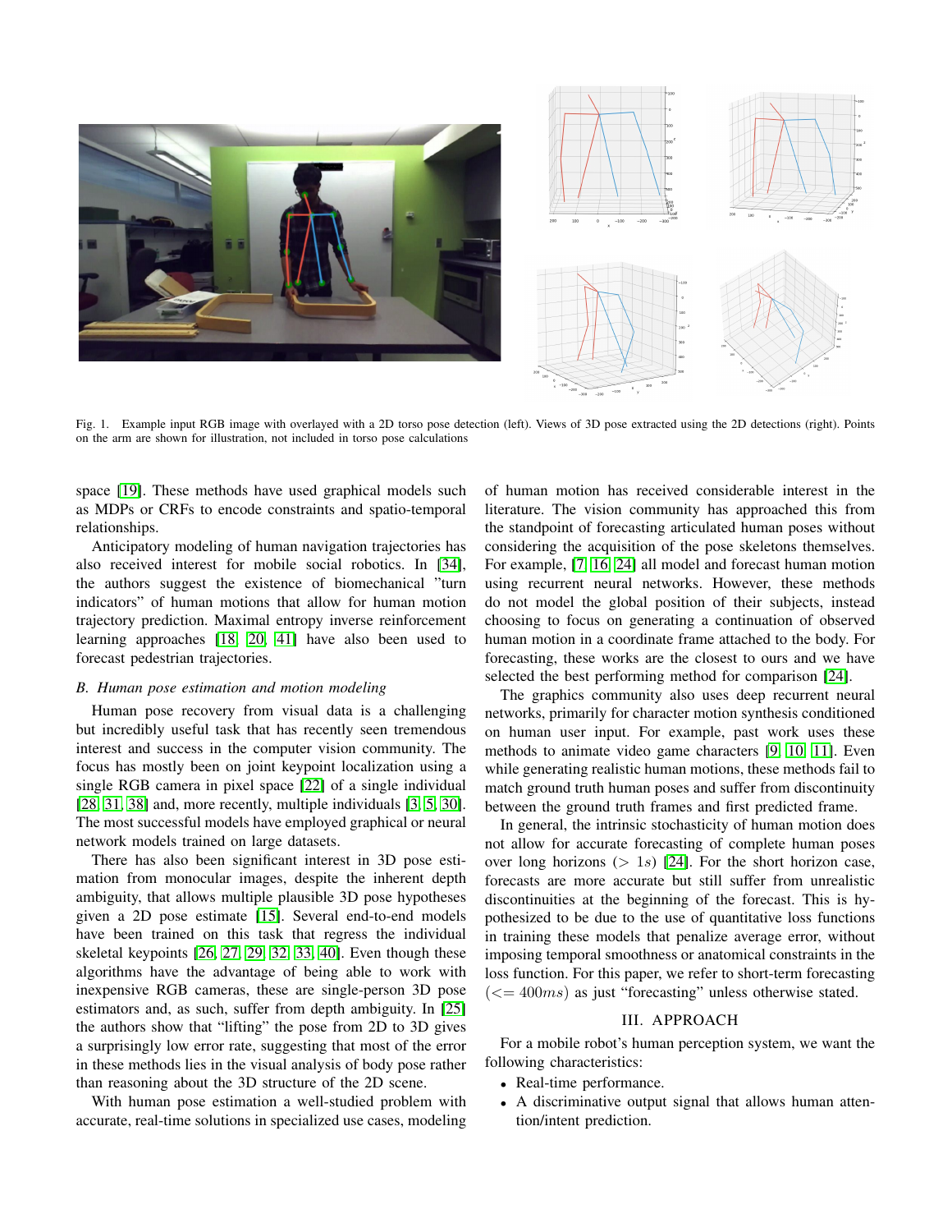Fig. 1. Example input RGB image with overlayed with a 2D torso pose detection (left). Views of 3D pose extracted using the 2D detections (right). Points on the arm are shown for illustration, not included in torso pose calculations

space [19]. These methods have used graphical models such as MDPs or CRFs to encode constraints and spatio-temporal relationships.

Anticipatory modeling of human navigation trajectories has also received interest for mobile social robotics. In [34], the authors suggest the existence of biomechanical "turn indicators" of human motions that allow for human motion trajectory prediction. Maximal entropy inverse reinforcement learning approaches [18], [20], [41] have also been used to forecast pedestrian trajectories.

### B. Human pose estimation and motion modeling

Human pose recovery from visual data is a challenging but incredibly useful task that has recently seen tremendous interest and success in the computer vision community. The focus has mostly been on joint keypoint localization using a single RGB camera in pixel space [22] of a single individual [28], [31], [38] and, more recently, multiple individuals [3], [5], [30]. The most successful models have employed graphical or neural network models trained on large datasets.

There has also been significant interest in 3D pose estimation from monocular images, despite the inherent depth ambiguity, that allows multiple plausible 3D pose hypotheses given a 2D pose estimate [15]. Several end-to-end models have been trained on this task that regress the individual skeletal keypoints [26], [27], [29], [32], [33], [40]. Even though these algorithms have the advantage of being able to work with inexpensive RGB cameras, these are single-person 3D pose estimators and, as such, suffer from depth ambiguity. In [25] the authors show that "lifting" the pose from 2D to 3D gives a surprisingly low error rate, suggesting that most of the error in these methods lies in the visual analysis of body pose rather than reasoning about the 3D structure of the 2D scene.

With human pose estimation a well-studied problem with accurate, real-time solutions in specialized use cases, modeling of human motion has received considerable interest in the literature. The vision community has approached this from the standpoint of forecasting articulated human poses without considering the acquisition of the pose skeletons themselves. For example, [7], [16], [24] all model and forecast human motion using recurrent neural networks. However, these methods do not model the global position of their subjects, instead choosing to focus on generating a continuation of observed human motion in a coordinate frame attached to the body. For forecasting, these works are the closest to ours and we have selected the best performing method for comparison [24].

The graphics community also uses deep recurrent neural networks, primarily for character motion synthesis conditioned on human user input. For example, past work uses these methods to animate video game characters [9], [10], [11]. Even while generating realistic human motions, these methods fail to match ground truth human poses and suffer from discontinuity between the ground truth frames and first predicted frame.

In general, the intrinsic stochasticity of human motion does not allow for accurate forecasting of complete human poses over long horizons ($> 1s$) [24]. For the short horizon case, forecasts are more accurate but still suffer from unrealistic discontinuities at the beginning of the forecast. This is hypothesized to be due to the use of quantitative loss functions in training these models that penalize average error, without imposing temporal smoothness or anatomical constraints in the loss function. For this paper, we refer to short-term forecasting ($<= 400ms$) as just "forecasting" unless otherwise stated.

## III. APPROACH

For a mobile robot's human perception system, we want the following characteristics:

- Real-time performance.
- A discriminative output signal that allows human attention/intent prediction.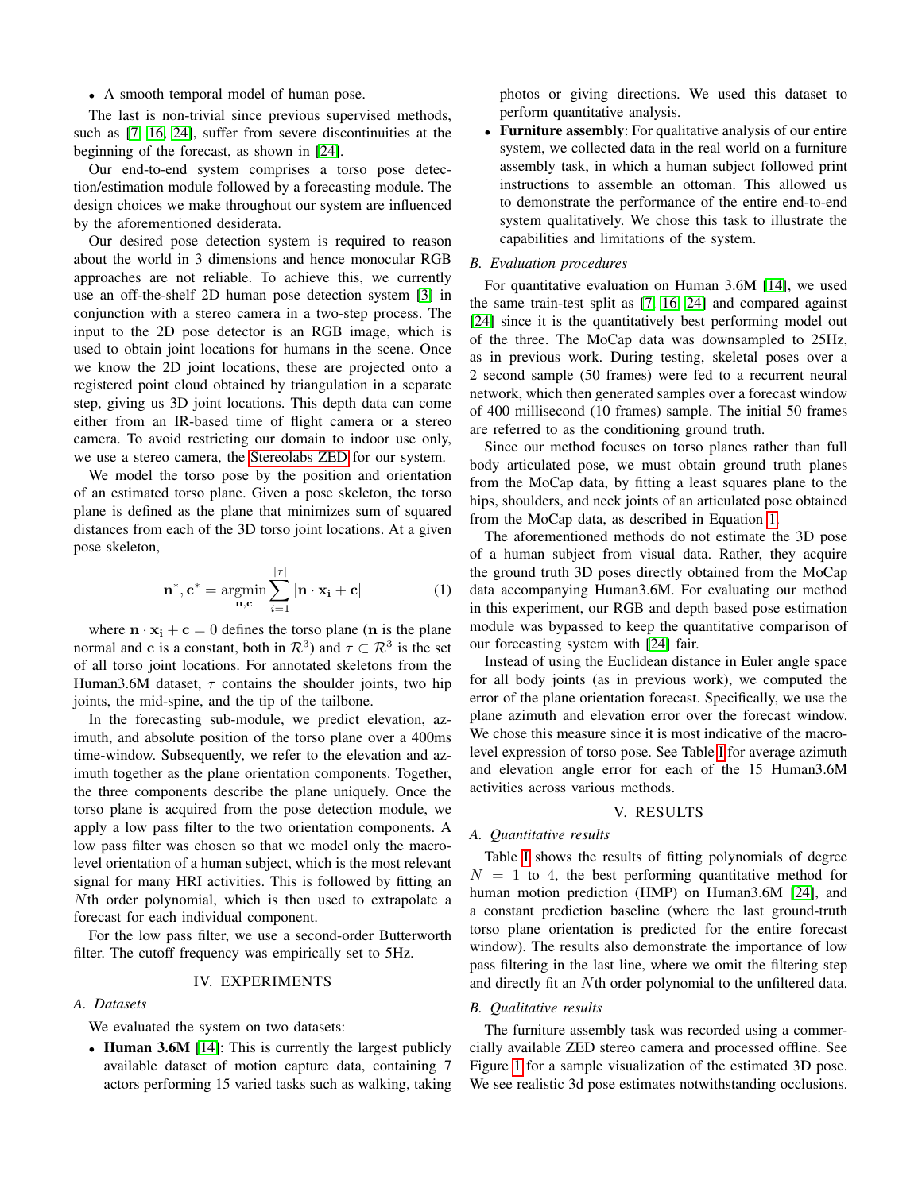- A smooth temporal model of human pose.

The last is non-trivial since previous supervised methods, such as [7, 16, 24], suffer from severe discontinuities at the beginning of the forecast, as shown in [24].

Our end-to-end system comprises a torso pose detection/estimation module followed by a forecasting module. The design choices we make throughout our system are influenced by the aforementioned desiderata.

Our desired pose detection system is required to reason about the world in 3 dimensions and hence monocular RGB approaches are not reliable. To achieve this, we currently use an off-the-shelf 2D human pose detection system [3] in conjunction with a stereo camera in a two-step process. The input to the 2D pose detector is an RGB image, which is used to obtain joint locations for humans in the scene. Once we know the 2D joint locations, these are projected onto a registered point cloud obtained by triangulation in a separate step, giving us 3D joint locations. This depth data can come either from an IR-based time of flight camera or a stereo camera. To avoid restricting our domain to indoor use only, we use a stereo camera, the Stereolabs ZED for our system.

We model the torso pose by the position and orientation of an estimated torso plane. Given a pose skeleton, the torso plane is defined as the plane that minimizes sum of squared distances from each of the 3D torso joint locations. At a given pose skeleton,

$$\mathbf{n}^*, \mathbf{c}^* = \underset{\mathbf{n},\mathbf{c}}{\operatorname{argmin}} \sum_{i=1}^{|\tau|} |\mathbf{n} \cdot \mathbf{x_i} + \mathbf{c}| \tag{1}$$

where $\mathbf{n} \cdot \mathbf{x_i} + \mathbf{c} = 0$ defines the torso plane ($\mathbf{n}$ is the plane normal and $\mathbf{c}$ is a constant, both in $\mathcal{R}^3$) and $\tau \subset \mathcal{R}^3$ is the set of all torso joint locations. For annotated skeletons from the Human3.6M dataset, $\tau$ contains the shoulder joints, two hip joints, the mid-spine, and the tip of the tailbone.

In the forecasting sub-module, we predict elevation, azimuth, and absolute position of the torso plane over a 400ms time-window. Subsequently, we refer to the elevation and azimuth together as the plane orientation components. Together, the three components describe the plane uniquely. Once the torso plane is acquired from the pose detection module, we apply a low pass filter to the two orientation components. A low pass filter was chosen so that we model only the macro-level orientation of a human subject, which is the most relevant signal for many HRI activities. This is followed by fitting an $N$th order polynomial, which is then used to extrapolate a forecast for each individual component.

For the low pass filter, we use a second-order Butterworth filter. The cutoff frequency was empirically set to 5Hz.

## IV. EXPERIMENTS

### A. Datasets

We evaluated the system on two datasets:

- **Human 3.6M** [14]: This is currently the largest publicly available dataset of motion capture data, containing 7 actors performing 15 varied tasks such as walking, taking photos or giving directions. We used this dataset to perform quantitative analysis.
- **Furniture assembly**: For qualitative analysis of our entire system, we collected data in the real world on a furniture assembly task, in which a human subject followed print instructions to assemble an ottoman. This allowed us to demonstrate the performance of the entire end-to-end system qualitatively. We chose this task to illustrate the capabilities and limitations of the system.

### B. Evaluation procedures

For quantitative evaluation on Human 3.6M [14], we used the same train-test split as [7, 16, 24] and compared against [24] since it is the quantitatively best performing model out of the three. The MoCap data was downsampled to 25Hz, as in previous work. During testing, skeletal poses over a 2 second sample (50 frames) were fed to a recurrent neural network, which then generated samples over a forecast window of 400 millisecond (10 frames) sample. The initial 50 frames are referred to as the conditioning ground truth.

Since our method focuses on torso planes rather than full body articulated pose, we must obtain ground truth planes from the MoCap data, by fitting a least squares plane to the hips, shoulders, and neck joints of an articulated pose obtained from the MoCap data, as described in Equation 1.

The aforementioned methods do not estimate the 3D pose of a human subject from visual data. Rather, they acquire the ground truth 3D poses directly obtained from the MoCap data accompanying Human3.6M. For evaluating our method in this experiment, our RGB and depth based pose estimation module was bypassed to keep the quantitative comparison of our forecasting system with [24] fair.

Instead of using the Euclidean distance in Euler angle space for all body joints (as in previous work), we computed the error of the plane orientation forecast. Specifically, we use the plane azimuth and elevation error over the forecast window. We chose this measure since it is most indicative of the macro-level expression of torso pose. See Table I for average azimuth and elevation angle error for each of the 15 Human3.6M activities across various methods.

## V. RESULTS

### A. Quantitative results

Table I shows the results of fitting polynomials of degree $N = 1$ to 4, the best performing quantitative method for human motion prediction (HMP) on Human3.6M [24], and a constant prediction baseline (where the last ground-truth torso plane orientation is predicted for the entire forecast window). The results also demonstrate the importance of low pass filtering in the last line, where we omit the filtering step and directly fit an $N$th order polynomial to the unfiltered data.

### B. Qualitative results

The furniture assembly task was recorded using a commercially available ZED stereo camera and processed offline. See Figure 1 for a sample visualization of the estimated 3D pose. We see realistic 3d pose estimates notwithstanding occlusions.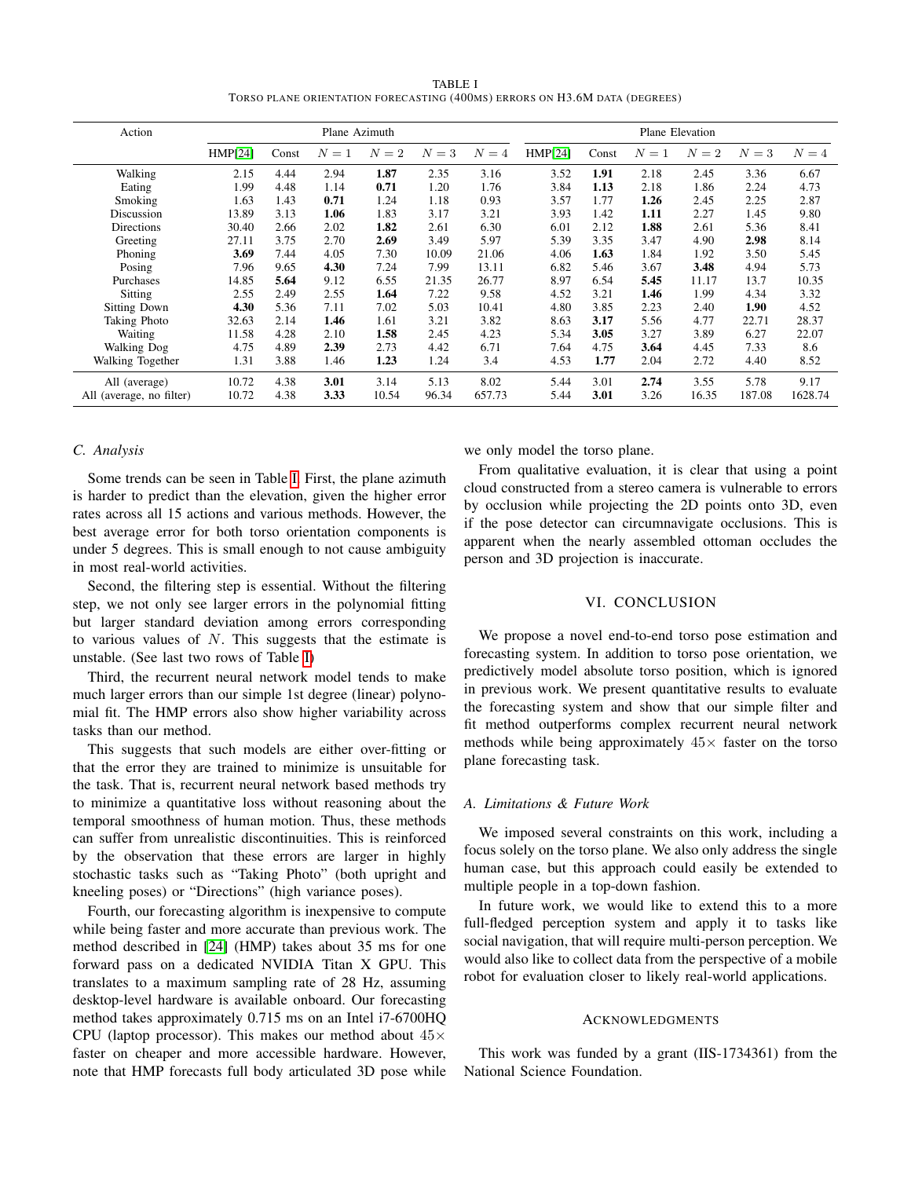TABLE I
TORSO PLANE ORIENTATION FORECASTING (400MS) ERRORS ON H3.6M DATA (DEGREES)

| Action | Plane Azimuth | | | | | | Plane Elevation | | | | | |
|---|---|---|---|---|---|---|---|---|---|---|---|---|
| | HMP[24] | Const | $N=1$ | $N=2$ | $N=3$ | $N=4$ | HMP[24] | Const | $N=1$ | $N=2$ | $N=3$ | $N=4$ |
| Walking | 2.15 | 4.44 | 2.94 | **1.87** | 2.35 | 3.16 | 3.52 | **1.91** | 2.18 | 2.45 | 3.36 | 6.67 |
| Eating | 1.99 | 4.48 | 1.14 | **0.71** | 1.20 | 1.76 | 3.84 | **1.13** | 2.18 | 1.86 | 2.24 | 4.73 |
| Smoking | 1.63 | 1.43 | **0.71** | 1.24 | 1.18 | 0.93 | 3.57 | 1.77 | **1.26** | 2.45 | 2.25 | 2.87 |
| Discussion | 13.89 | 3.13 | **1.06** | 1.83 | 3.17 | 3.21 | 3.93 | 1.42 | **1.11** | 2.27 | 1.45 | 9.80 |
| Directions | 30.40 | 2.66 | 2.02 | **1.82** | 2.61 | 6.30 | 6.01 | 2.12 | **1.88** | 2.61 | 5.36 | 8.41 |
| Greeting | 27.11 | 3.75 | 2.70 | **2.69** | 3.49 | 5.97 | 5.39 | 3.35 | 3.47 | 4.90 | **2.98** | 8.14 |
| Phoning | **3.69** | 7.44 | 4.05 | 7.30 | 10.09 | 21.06 | 4.06 | **1.63** | 1.84 | 1.92 | 3.50 | 5.45 |
| Posing | 7.96 | 9.65 | **4.30** | 7.24 | 7.99 | 13.11 | 6.82 | 5.46 | 3.67 | **3.48** | 4.94 | 5.73 |
| Purchases | 14.85 | **5.64** | 9.12 | 6.55 | 21.35 | 26.77 | 8.97 | 6.54 | **5.45** | 11.17 | 13.7 | 10.35 |
| Sitting | 2.55 | 2.49 | 2.55 | **1.64** | 7.22 | 9.58 | 4.52 | 3.21 | **1.46** | 1.99 | 4.34 | 3.32 |
| Sitting Down | **4.30** | 5.36 | 7.11 | 7.02 | 5.03 | 10.41 | 4.80 | 3.85 | 2.23 | 2.40 | **1.90** | 4.52 |
| Taking Photo | 32.63 | 2.14 | **1.46** | 1.61 | 3.21 | 3.82 | 8.63 | **3.17** | 5.56 | 4.77 | 22.71 | 28.37 |
| Waiting | 11.58 | 4.28 | 2.10 | **1.58** | 2.45 | 4.23 | 5.34 | **3.05** | 3.27 | 3.89 | 6.27 | 22.07 |
| Walking Dog | 4.75 | 4.89 | **2.39** | 2.73 | 4.42 | 6.71 | 7.64 | 4.75 | **3.64** | 4.45 | 7.33 | 8.6 |
| Walking Together | 1.31 | 3.88 | 1.46 | **1.23** | 1.24 | 3.4 | 4.53 | **1.77** | 2.04 | 2.72 | 4.40 | 8.52 |
| All (average) | 10.72 | 4.38 | **3.01** | 3.14 | 5.13 | 8.02 | 5.44 | 3.01 | **2.74** | 3.55 | 5.78 | 9.17 |
| All (average, no filter) | 10.72 | 4.38 | **3.33** | 10.54 | 96.34 | 657.73 | 5.44 | **3.01** | 3.26 | 16.35 | 187.08 | 1628.74 |

### C. Analysis

Some trends can be seen in Table I. First, the plane azimuth is harder to predict than the elevation, given the higher error rates across all 15 actions and various methods. However, the best average error for both torso orientation components is under 5 degrees. This is small enough to not cause ambiguity in most real-world activities.

Second, the filtering step is essential. Without the filtering step, we not only see larger errors in the polynomial fitting but larger standard deviation among errors corresponding to various values of $N$. This suggests that the estimate is unstable. (See last two rows of Table I)

Third, the recurrent neural network model tends to make much larger errors than our simple 1st degree (linear) polynomial fit. The HMP errors also show higher variability across tasks than our method.

This suggests that such models are either over-fitting or that the error they are trained to minimize is unsuitable for the task. That is, recurrent neural network based methods try to minimize a quantitative loss without reasoning about the temporal smoothness of human motion. Thus, these methods can suffer from unrealistic discontinuities. This is reinforced by the observation that these errors are larger in highly stochastic tasks such as "Taking Photo" (both upright and kneeling poses) or "Directions" (high variance poses).

Fourth, our forecasting algorithm is inexpensive to compute while being faster and more accurate than previous work. The method described in [24] (HMP) takes about 35 ms for one forward pass on a dedicated NVIDIA Titan X GPU. This translates to a maximum sampling rate of 28 Hz, assuming desktop-level hardware is available onboard. Our forecasting method takes approximately 0.715 ms on an Intel i7-6700HQ CPU (laptop processor). This makes our method about $45\times$ faster on cheaper and more accessible hardware. However, note that HMP forecasts full body articulated 3D pose while we only model the torso plane.

From qualitative evaluation, it is clear that using a point cloud constructed from a stereo camera is vulnerable to errors by occlusion while projecting the 2D points onto 3D, even if the pose detector can circumnavigate occlusions. This is apparent when the nearly assembled ottoman occludes the person and 3D projection is inaccurate.

## VI. CONCLUSION

We propose a novel end-to-end torso pose estimation and forecasting system. In addition to torso pose orientation, we predictively model absolute torso position, which is ignored in previous work. We present quantitative results to evaluate the forecasting system and show that our simple filter and fit method outperforms complex recurrent neural network methods while being approximately $45\times$ faster on the torso plane forecasting task.

### A. Limitations & Future Work

We imposed several constraints on this work, including a focus solely on the torso plane. We also only address the single human case, but this approach could easily be extended to multiple people in a top-down fashion.

In future work, we would like to extend this to a more full-fledged perception system and apply it to tasks like social navigation, that will require multi-person perception. We would also like to collect data from the perspective of a mobile robot for evaluation closer to likely real-world applications.

## ACKNOWLEDGMENTS

This work was funded by a grant (IIS-1734361) from the National Science Foundation.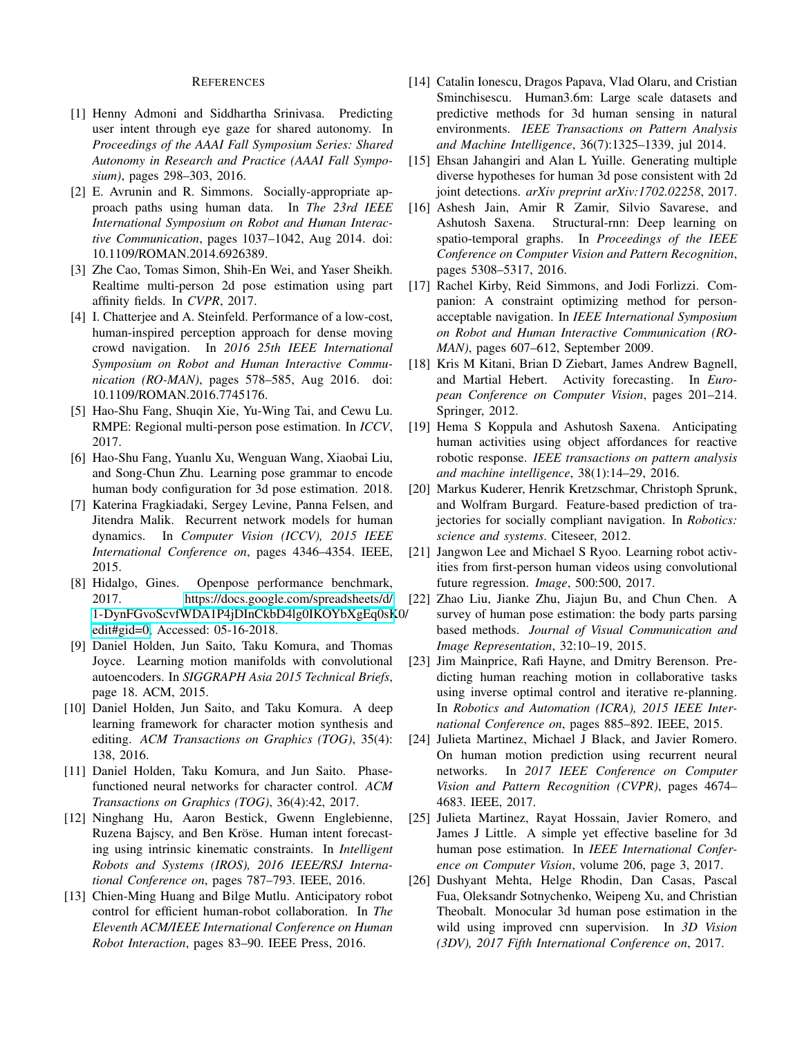## REFERENCES

[1] Henny Admoni and Siddhartha Srinivasa. Predicting user intent through eye gaze for shared autonomy. In *Proceedings of the AAAI Fall Symposium Series: Shared Autonomy in Research and Practice (AAAI Fall Symposium)*, pages 298–303, 2016.

[2] E. Avrunin and R. Simmons. Socially-appropriate approach paths using human data. In *The 23rd IEEE International Symposium on Robot and Human Interactive Communication*, pages 1037–1042, Aug 2014. doi: 10.1109/ROMAN.2014.6926389.

[3] Zhe Cao, Tomas Simon, Shih-En Wei, and Yaser Sheikh. Realtime multi-person 2d pose estimation using part affinity fields. In *CVPR*, 2017.

[4] I. Chatterjee and A. Steinfeld. Performance of a low-cost, human-inspired perception approach for dense moving crowd navigation. In *2016 25th IEEE International Symposium on Robot and Human Interactive Communication (RO-MAN)*, pages 578–585, Aug 2016. doi: 10.1109/ROMAN.2016.7745176.

[5] Hao-Shu Fang, Shuqin Xie, Yu-Wing Tai, and Cewu Lu. RMPE: Regional multi-person pose estimation. In *ICCV*, 2017.

[6] Hao-Shu Fang, Yuanlu Xu, Wenguan Wang, Xiaobai Liu, and Song-Chun Zhu. Learning pose grammar to encode human body configuration for 3d pose estimation. 2018.

[7] Katerina Fragkiadaki, Sergey Levine, Panna Felsen, and Jitendra Malik. Recurrent network models for human dynamics. In *Computer Vision (ICCV), 2015 IEEE International Conference on*, pages 4346–4354. IEEE, 2015.

[8] Hidalgo, Gines. Openpose performance benchmark, 2017. https://docs.google.com/spreadsheets/d/1-DynFGvoScvfWDA1P4jDInCkbD4lg0IKOYbXgEq0sK0/edit#gid=0, Accessed: 05-16-2018.

[9] Daniel Holden, Jun Saito, Taku Komura, and Thomas Joyce. Learning motion manifolds with convolutional autoencoders. In *SIGGRAPH Asia 2015 Technical Briefs*, page 18. ACM, 2015.

[10] Daniel Holden, Jun Saito, and Taku Komura. A deep learning framework for character motion synthesis and editing. *ACM Transactions on Graphics (TOG)*, 35(4): 138, 2016.

[11] Daniel Holden, Taku Komura, and Jun Saito. Phase-functioned neural networks for character control. *ACM Transactions on Graphics (TOG)*, 36(4):42, 2017.

[12] Ninghang Hu, Aaron Bestick, Gwenn Englebienne, Ruzena Bajscy, and Ben Kröse. Human intent forecasting using intrinsic kinematic constraints. In *Intelligent Robots and Systems (IROS), 2016 IEEE/RSJ International Conference on*, pages 787–793. IEEE, 2016.

[13] Chien-Ming Huang and Bilge Mutlu. Anticipatory robot control for efficient human-robot collaboration. In *The Eleventh ACM/IEEE International Conference on Human Robot Interaction*, pages 83–90. IEEE Press, 2016.

[14] Catalin Ionescu, Dragos Papava, Vlad Olaru, and Cristian Sminchisescu. Human3.6m: Large scale datasets and predictive methods for 3d human sensing in natural environments. *IEEE Transactions on Pattern Analysis and Machine Intelligence*, 36(7):1325–1339, jul 2014.

[15] Ehsan Jahangiri and Alan L Yuille. Generating multiple diverse hypotheses for human 3d pose consistent with 2d joint detections. *arXiv preprint arXiv:1702.02258*, 2017.

[16] Ashesh Jain, Amir R Zamir, Silvio Savarese, and Ashutosh Saxena. Structural-rnn: Deep learning on spatio-temporal graphs. In *Proceedings of the IEEE Conference on Computer Vision and Pattern Recognition*, pages 5308–5317, 2016.

[17] Rachel Kirby, Reid Simmons, and Jodi Forlizzi. Companion: A constraint optimizing method for person-acceptable navigation. In *IEEE International Symposium on Robot and Human Interactive Communication (RO-MAN)*, pages 607–612, September 2009.

[18] Kris M Kitani, Brian D Ziebart, James Andrew Bagnell, and Martial Hebert. Activity forecasting. In *European Conference on Computer Vision*, pages 201–214. Springer, 2012.

[19] Hema S Koppula and Ashutosh Saxena. Anticipating human activities using object affordances for reactive robotic response. *IEEE transactions on pattern analysis and machine intelligence*, 38(1):14–29, 2016.

[20] Markus Kuderer, Henrik Kretzschmar, Christoph Sprunk, and Wolfram Burgard. Feature-based prediction of trajectories for socially compliant navigation. In *Robotics: science and systems*. Citeseer, 2012.

[21] Jangwon Lee and Michael S Ryoo. Learning robot activities from first-person human videos using convolutional future regression. *Image*, 500:500, 2017.

[22] Zhao Liu, Jianke Zhu, Jiajun Bu, and Chun Chen. A survey of human pose estimation: the body parts parsing based methods. *Journal of Visual Communication and Image Representation*, 32:10–19, 2015.

[23] Jim Mainprice, Rafi Hayne, and Dmitry Berenson. Predicting human reaching motion in collaborative tasks using inverse optimal control and iterative re-planning. In *Robotics and Automation (ICRA), 2015 IEEE International Conference on*, pages 885–892. IEEE, 2015.

[24] Julieta Martinez, Michael J Black, and Javier Romero. On human motion prediction using recurrent neural networks. In *2017 IEEE Conference on Computer Vision and Pattern Recognition (CVPR)*, pages 4674–4683. IEEE, 2017.

[25] Julieta Martinez, Rayat Hossain, Javier Romero, and James J Little. A simple yet effective baseline for 3d human pose estimation. In *IEEE International Conference on Computer Vision*, volume 206, page 3, 2017.

[26] Dushyant Mehta, Helge Rhodin, Dan Casas, Pascal Fua, Oleksandr Sotnychenko, Weipeng Xu, and Christian Theobalt. Monocular 3d human pose estimation in the wild using improved cnn supervision. In *3D Vision (3DV), 2017 Fifth International Conference on*, 2017.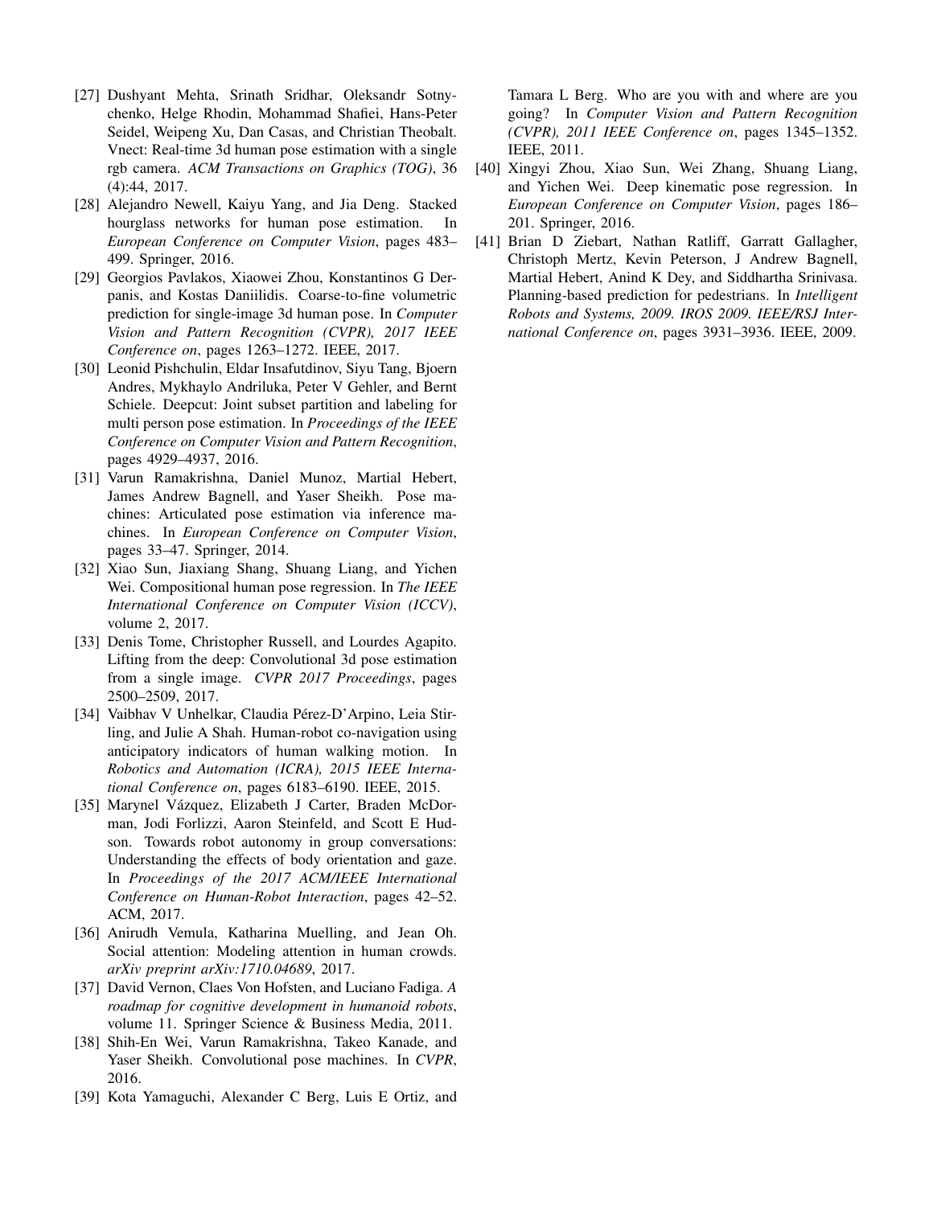[27] Dushyant Mehta, Srinath Sridhar, Oleksandr Sotnychenko, Helge Rhodin, Mohammad Shafiei, Hans-Peter Seidel, Weipeng Xu, Dan Casas, and Christian Theobalt. Vnect: Real-time 3d human pose estimation with a single rgb camera. *ACM Transactions on Graphics (TOG)*, 36 (4):44, 2017.

[28] Alejandro Newell, Kaiyu Yang, and Jia Deng. Stacked hourglass networks for human pose estimation. In *European Conference on Computer Vision*, pages 483–499. Springer, 2016.

[29] Georgios Pavlakos, Xiaowei Zhou, Konstantinos G Derpanis, and Kostas Daniilidis. Coarse-to-fine volumetric prediction for single-image 3d human pose. In *Computer Vision and Pattern Recognition (CVPR), 2017 IEEE Conference on*, pages 1263–1272. IEEE, 2017.

[30] Leonid Pishchulin, Eldar Insafutdinov, Siyu Tang, Bjoern Andres, Mykhaylo Andriluka, Peter V Gehler, and Bernt Schiele. Deepcut: Joint subset partition and labeling for multi person pose estimation. In *Proceedings of the IEEE Conference on Computer Vision and Pattern Recognition*, pages 4929–4937, 2016.

[31] Varun Ramakrishna, Daniel Munoz, Martial Hebert, James Andrew Bagnell, and Yaser Sheikh. Pose machines: Articulated pose estimation via inference machines. In *European Conference on Computer Vision*, pages 33–47. Springer, 2014.

[32] Xiao Sun, Jiaxiang Shang, Shuang Liang, and Yichen Wei. Compositional human pose regression. In *The IEEE International Conference on Computer Vision (ICCV)*, volume 2, 2017.

[33] Denis Tome, Christopher Russell, and Lourdes Agapito. Lifting from the deep: Convolutional 3d pose estimation from a single image. *CVPR 2017 Proceedings*, pages 2500–2509, 2017.

[34] Vaibhav V Unhelkar, Claudia Pérez-D'Arpino, Leia Stirling, and Julie A Shah. Human-robot co-navigation using anticipatory indicators of human walking motion. In *Robotics and Automation (ICRA), 2015 IEEE International Conference on*, pages 6183–6190. IEEE, 2015.

[35] Marynel Vázquez, Elizabeth J Carter, Braden McDorman, Jodi Forlizzi, Aaron Steinfeld, and Scott E Hudson. Towards robot autonomy in group conversations: Understanding the effects of body orientation and gaze. In *Proceedings of the 2017 ACM/IEEE International Conference on Human-Robot Interaction*, pages 42–52. ACM, 2017.

[36] Anirudh Vemula, Katharina Muelling, and Jean Oh. Social attention: Modeling attention in human crowds. *arXiv preprint arXiv:1710.04689*, 2017.

[37] David Vernon, Claes Von Hofsten, and Luciano Fadiga. *A roadmap for cognitive development in humanoid robots*, volume 11. Springer Science & Business Media, 2011.

[38] Shih-En Wei, Varun Ramakrishna, Takeo Kanade, and Yaser Sheikh. Convolutional pose machines. In *CVPR*, 2016.

[39] Kota Yamaguchi, Alexander C Berg, Luis E Ortiz, and Tamara L Berg. Who are you with and where are you going? In *Computer Vision and Pattern Recognition (CVPR), 2011 IEEE Conference on*, pages 1345–1352. IEEE, 2011.

[40] Xingyi Zhou, Xiao Sun, Wei Zhang, Shuang Liang, and Yichen Wei. Deep kinematic pose regression. In *European Conference on Computer Vision*, pages 186–201. Springer, 2016.

[41] Brian D Ziebart, Nathan Ratliff, Garratt Gallagher, Christoph Mertz, Kevin Peterson, J Andrew Bagnell, Martial Hebert, Anind K Dey, and Siddhartha Srinivasa. Planning-based prediction for pedestrians. In *Intelligent Robots and Systems, 2009. IROS 2009. IEEE/RSJ International Conference on*, pages 3931–3936. IEEE, 2009.